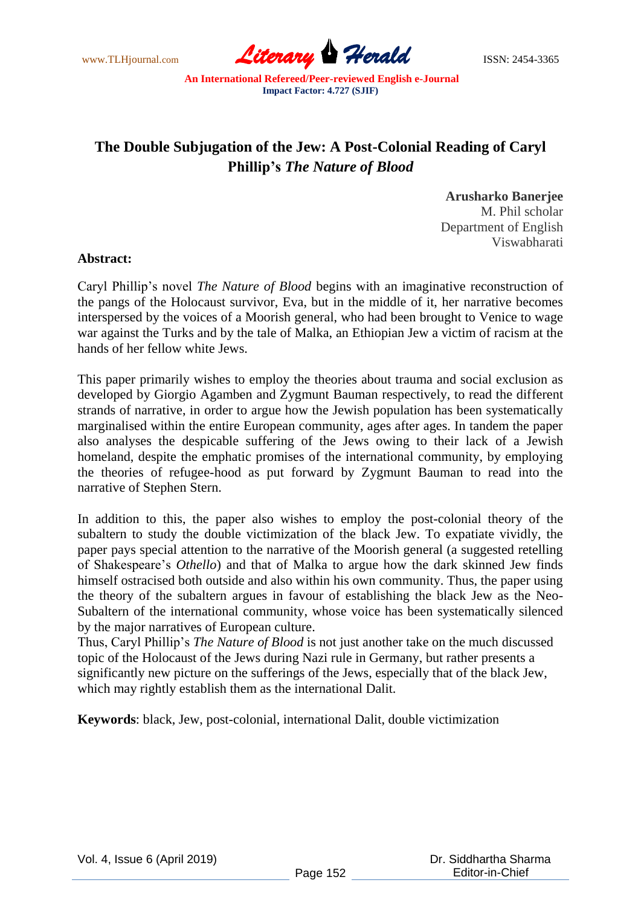# The Double Subjugation of the Jew: A Post-Colonial Reading of Caryl Phillip's *The Nature of Blood*

**Arusharko Banerjee**
M. Phil scholar
Department of English
Viswabharati

**Abstract:**

Caryl Phillip's novel *The Nature of Blood* begins with an imaginative reconstruction of the pangs of the Holocaust survivor, Eva, but in the middle of it, her narrative becomes interspersed by the voices of a Moorish general, who had been brought to Venice to wage war against the Turks and by the tale of Malka, an Ethiopian Jew a victim of racism at the hands of her fellow white Jews.

This paper primarily wishes to employ the theories about trauma and social exclusion as developed by Giorgio Agamben and Zygmunt Bauman respectively, to read the different strands of narrative, in order to argue how the Jewish population has been systematically marginalised within the entire European community, ages after ages. In tandem the paper also analyses the despicable suffering of the Jews owing to their lack of a Jewish homeland, despite the emphatic promises of the international community, by employing the theories of refugee-hood as put forward by Zygmunt Bauman to read into the narrative of Stephen Stern.

In addition to this, the paper also wishes to employ the post-colonial theory of the subaltern to study the double victimization of the black Jew. To expatiate vividly, the paper pays special attention to the narrative of the Moorish general (a suggested retelling of Shakespeare's *Othello*) and that of Malka to argue how the dark skinned Jew finds himself ostracised both outside and also within his own community. Thus, the paper using the theory of the subaltern argues in favour of establishing the black Jew as the Neo-Subaltern of the international community, whose voice has been systematically silenced by the major narratives of European culture.

Thus, Caryl Phillip's *The Nature of Blood* is not just another take on the much discussed topic of the Holocaust of the Jews during Nazi rule in Germany, but rather presents a significantly new picture on the sufferings of the Jews, especially that of the black Jew, which may rightly establish them as the international Dalit.

**Keywords**: black, Jew, post-colonial, international Dalit, double victimization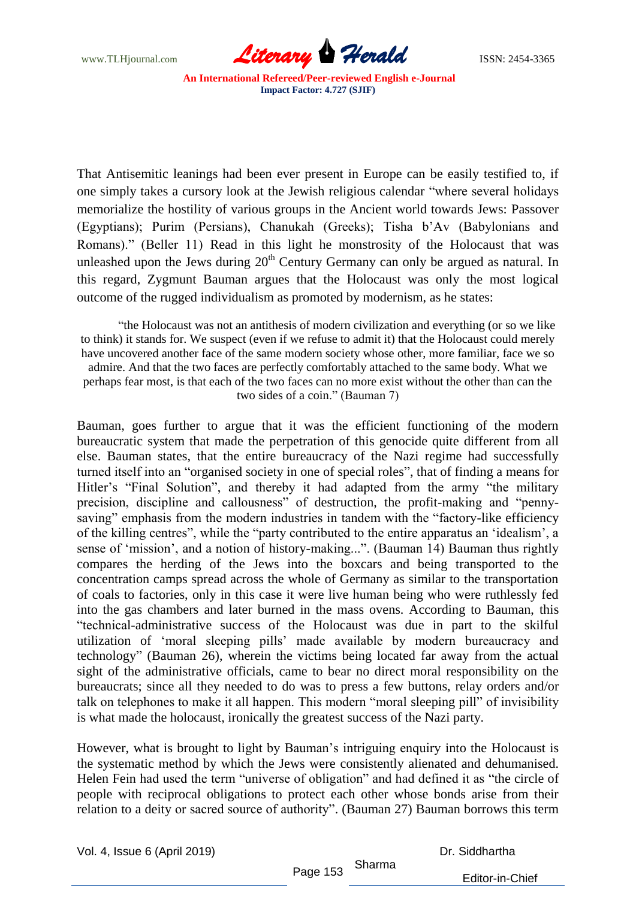That Antisemitic leanings had been ever present in Europe can be easily testified to, if one simply takes a cursory look at the Jewish religious calendar "where several holidays memorialize the hostility of various groups in the Ancient world towards Jews: Passover (Egyptians); Purim (Persians), Chanukah (Greeks); Tisha b'Av (Babylonians and Romans)." (Beller 11) Read in this light he monstrosity of the Holocaust that was unleashed upon the Jews during 20th Century Germany can only be argued as natural. In this regard, Zygmunt Bauman argues that the Holocaust was only the most logical outcome of the rugged individualism as promoted by modernism, as he states:

> "the Holocaust was not an antithesis of modern civilization and everything (or so we like to think) it stands for. We suspect (even if we refuse to admit it) that the Holocaust could merely have uncovered another face of the same modern society whose other, more familiar, face we so admire. And that the two faces are perfectly comfortably attached to the same body. What we perhaps fear most, is that each of the two faces can no more exist without the other than can the two sides of a coin." (Bauman 7)

Bauman, goes further to argue that it was the efficient functioning of the modern bureaucratic system that made the perpetration of this genocide quite different from all else. Bauman states, that the entire bureaucracy of the Nazi regime had successfully turned itself into an "organised society in one of special roles", that of finding a means for Hitler's "Final Solution", and thereby it had adapted from the army "the military precision, discipline and callousness" of destruction, the profit-making and "penny-saving" emphasis from the modern industries in tandem with the "factory-like efficiency of the killing centres", while the "party contributed to the entire apparatus an 'idealism', a sense of 'mission', and a notion of history-making...". (Bauman 14) Bauman thus rightly compares the herding of the Jews into the boxcars and being transported to the concentration camps spread across the whole of Germany as similar to the transportation of coals to factories, only in this case it were live human being who were ruthlessly fed into the gas chambers and later burned in the mass ovens. According to Bauman, this "technical-administrative success of the Holocaust was due in part to the skilful utilization of 'moral sleeping pills' made available by modern bureaucracy and technology" (Bauman 26), wherein the victims being located far away from the actual sight of the administrative officials, came to bear no direct moral responsibility on the bureaucrats; since all they needed to do was to press a few buttons, relay orders and/or talk on telephones to make it all happen. This modern "moral sleeping pill" of invisibility is what made the holocaust, ironically the greatest success of the Nazi party.

However, what is brought to light by Bauman's intriguing enquiry into the Holocaust is the systematic method by which the Jews were consistently alienated and dehumanised. Helen Fein had used the term "universe of obligation" and had defined it as "the circle of people with reciprocal obligations to protect each other whose bonds arise from their relation to a deity or sacred source of authority". (Bauman 27) Bauman borrows this term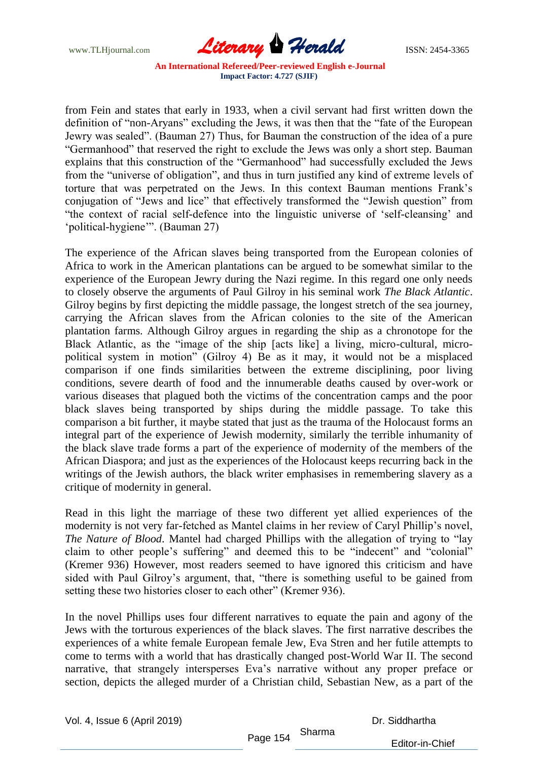from Fein and states that early in 1933, when a civil servant had first written down the definition of "non-Aryans" excluding the Jews, it was then that the "fate of the European Jewry was sealed". (Bauman 27) Thus, for Bauman the construction of the idea of a pure "Germanhood" that reserved the right to exclude the Jews was only a short step. Bauman explains that this construction of the "Germanhood" had successfully excluded the Jews from the "universe of obligation", and thus in turn justified any kind of extreme levels of torture that was perpetrated on the Jews. In this context Bauman mentions Frank's conjugation of "Jews and lice" that effectively transformed the "Jewish question" from "the context of racial self-defence into the linguistic universe of 'self-cleansing' and 'political-hygiene'". (Bauman 27)

The experience of the African slaves being transported from the European colonies of Africa to work in the American plantations can be argued to be somewhat similar to the experience of the European Jewry during the Nazi regime. In this regard one only needs to closely observe the arguments of Paul Gilroy in his seminal work *The Black Atlantic*. Gilroy begins by first depicting the middle passage, the longest stretch of the sea journey, carrying the African slaves from the African colonies to the site of the American plantation farms. Although Gilroy argues in regarding the ship as a chronotope for the Black Atlantic, as the "image of the ship [acts like] a living, micro-cultural, micro-political system in motion" (Gilroy 4) Be as it may, it would not be a misplaced comparison if one finds similarities between the extreme disciplining, poor living conditions, severe dearth of food and the innumerable deaths caused by over-work or various diseases that plagued both the victims of the concentration camps and the poor black slaves being transported by ships during the middle passage. To take this comparison a bit further, it maybe stated that just as the trauma of the Holocaust forms an integral part of the experience of Jewish modernity, similarly the terrible inhumanity of the black slave trade forms a part of the experience of modernity of the members of the African Diaspora; and just as the experiences of the Holocaust keeps recurring back in the writings of the Jewish authors, the black writer emphasises in remembering slavery as a critique of modernity in general.

Read in this light the marriage of these two different yet allied experiences of the modernity is not very far-fetched as Mantel claims in her review of Caryl Phillip's novel, *The Nature of Blood*. Mantel had charged Phillips with the allegation of trying to "lay claim to other people's suffering" and deemed this to be "indecent" and "colonial" (Kremer 936) However, most readers seemed to have ignored this criticism and have sided with Paul Gilroy's argument, that, "there is something useful to be gained from setting these two histories closer to each other" (Kremer 936).

In the novel Phillips uses four different narratives to equate the pain and agony of the Jews with the torturous experiences of the black slaves. The first narrative describes the experiences of a white female European female Jew, Eva Stren and her futile attempts to come to terms with a world that has drastically changed post-World War II. The second narrative, that strangely intersperses Eva's narrative without any proper preface or section, depicts the alleged murder of a Christian child, Sebastian New, as a part of the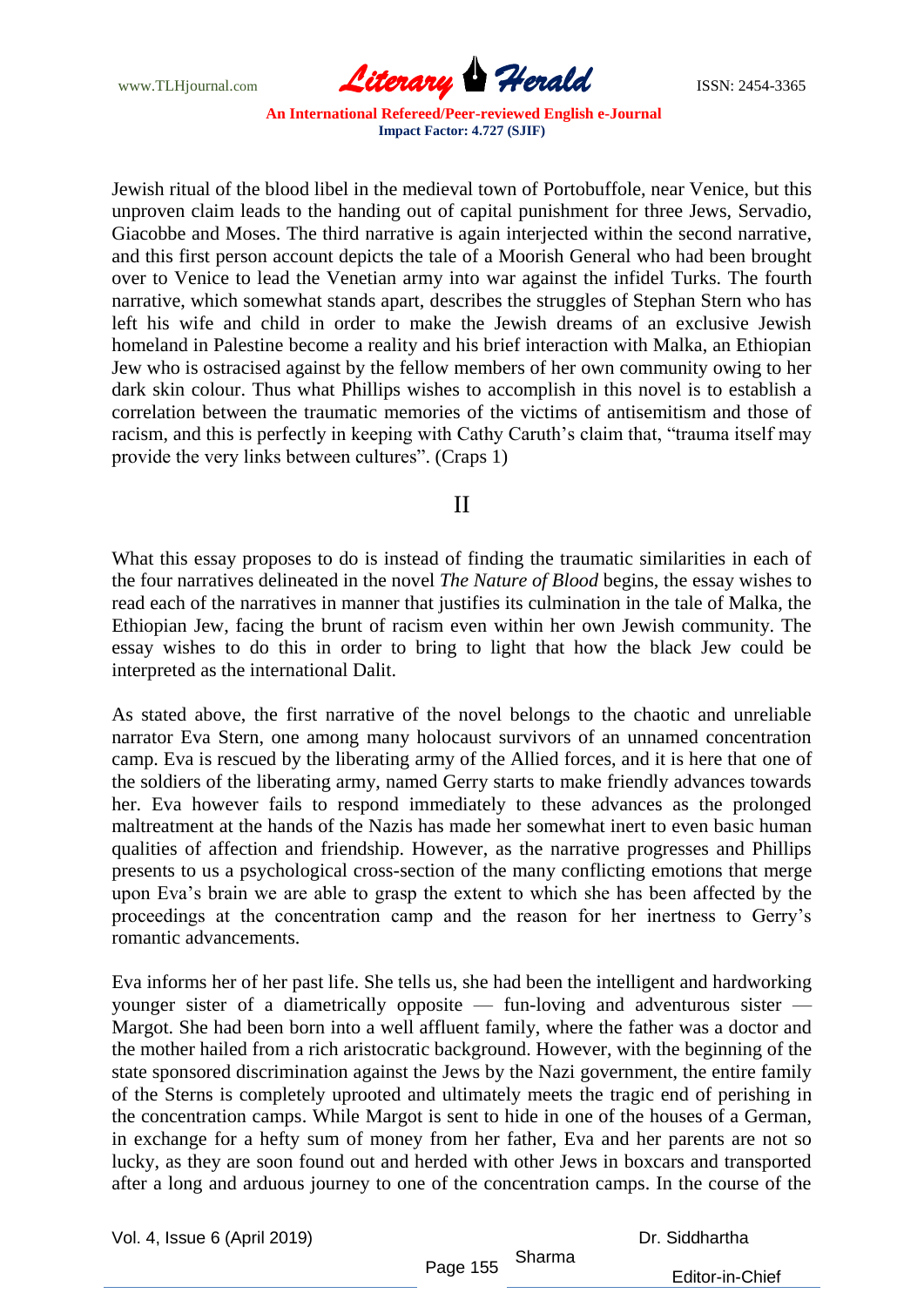Jewish ritual of the blood libel in the medieval town of Portobuffole, near Venice, but this unproven claim leads to the handing out of capital punishment for three Jews, Servadio, Giacobbe and Moses. The third narrative is again interjected within the second narrative, and this first person account depicts the tale of a Moorish General who had been brought over to Venice to lead the Venetian army into war against the infidel Turks. The fourth narrative, which somewhat stands apart, describes the struggles of Stephan Stern who has left his wife and child in order to make the Jewish dreams of an exclusive Jewish homeland in Palestine become a reality and his brief interaction with Malka, an Ethiopian Jew who is ostracised against by the fellow members of her own community owing to her dark skin colour. Thus what Phillips wishes to accomplish in this novel is to establish a correlation between the traumatic memories of the victims of antisemitism and those of racism, and this is perfectly in keeping with Cathy Caruth's claim that, "trauma itself may provide the very links between cultures". (Craps 1)

## II

What this essay proposes to do is instead of finding the traumatic similarities in each of the four narratives delineated in the novel *The Nature of Blood* begins, the essay wishes to read each of the narratives in manner that justifies its culmination in the tale of Malka, the Ethiopian Jew, facing the brunt of racism even within her own Jewish community. The essay wishes to do this in order to bring to light that how the black Jew could be interpreted as the international Dalit.

As stated above, the first narrative of the novel belongs to the chaotic and unreliable narrator Eva Stern, one among many holocaust survivors of an unnamed concentration camp. Eva is rescued by the liberating army of the Allied forces, and it is here that one of the soldiers of the liberating army, named Gerry starts to make friendly advances towards her. Eva however fails to respond immediately to these advances as the prolonged maltreatment at the hands of the Nazis has made her somewhat inert to even basic human qualities of affection and friendship. However, as the narrative progresses and Phillips presents to us a psychological cross-section of the many conflicting emotions that merge upon Eva's brain we are able to grasp the extent to which she has been affected by the proceedings at the concentration camp and the reason for her inertness to Gerry's romantic advancements.

Eva informs her of her past life. She tells us, she had been the intelligent and hardworking younger sister of a diametrically opposite — fun-loving and adventurous sister — Margot. She had been born into a well affluent family, where the father was a doctor and the mother hailed from a rich aristocratic background. However, with the beginning of the state sponsored discrimination against the Jews by the Nazi government, the entire family of the Sterns is completely uprooted and ultimately meets the tragic end of perishing in the concentration camps. While Margot is sent to hide in one of the houses of a German, in exchange for a hefty sum of money from her father, Eva and her parents are not so lucky, as they are soon found out and herded with other Jews in boxcars and transported after a long and arduous journey to one of the concentration camps. In the course of the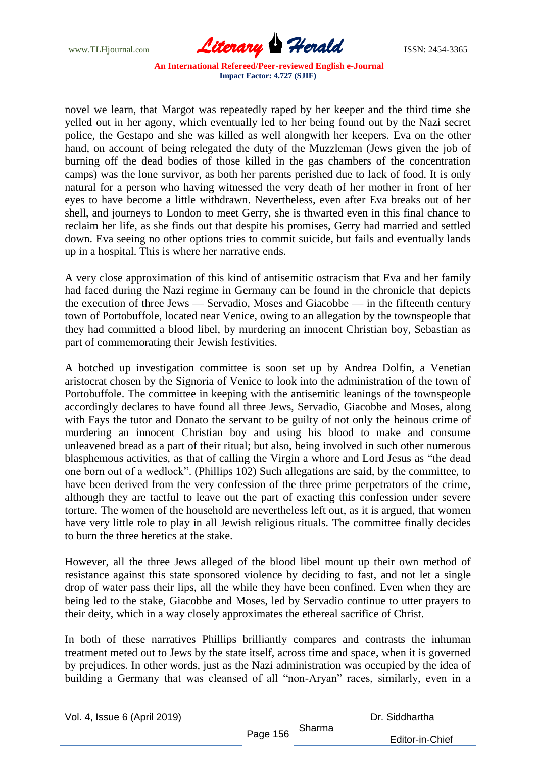novel we learn, that Margot was repeatedly raped by her keeper and the third time she yelled out in her agony, which eventually led to her being found out by the Nazi secret police, the Gestapo and she was killed as well alongwith her keepers. Eva on the other hand, on account of being relegated the duty of the Muzzleman (Jews given the job of burning off the dead bodies of those killed in the gas chambers of the concentration camps) was the lone survivor, as both her parents perished due to lack of food. It is only natural for a person who having witnessed the very death of her mother in front of her eyes to have become a little withdrawn. Nevertheless, even after Eva breaks out of her shell, and journeys to London to meet Gerry, she is thwarted even in this final chance to reclaim her life, as she finds out that despite his promises, Gerry had married and settled down. Eva seeing no other options tries to commit suicide, but fails and eventually lands up in a hospital. This is where her narrative ends.

A very close approximation of this kind of antisemitic ostracism that Eva and her family had faced during the Nazi regime in Germany can be found in the chronicle that depicts the execution of three Jews — Servadio, Moses and Giacobbe — in the fifteenth century town of Portobuffole, located near Venice, owing to an allegation by the townspeople that they had committed a blood libel, by murdering an innocent Christian boy, Sebastian as part of commemorating their Jewish festivities.

A botched up investigation committee is soon set up by Andrea Dolfin, a Venetian aristocrat chosen by the Signoria of Venice to look into the administration of the town of Portobuffole. The committee in keeping with the antisemitic leanings of the townspeople accordingly declares to have found all three Jews, Servadio, Giacobbe and Moses, along with Fays the tutor and Donato the servant to be guilty of not only the heinous crime of murdering an innocent Christian boy and using his blood to make and consume unleavened bread as a part of their ritual; but also, being involved in such other numerous blasphemous activities, as that of calling the Virgin a whore and Lord Jesus as "the dead one born out of a wedlock". (Phillips 102) Such allegations are said, by the committee, to have been derived from the very confession of the three prime perpetrators of the crime, although they are tactful to leave out the part of exacting this confession under severe torture. The women of the household are nevertheless left out, as it is argued, that women have very little role to play in all Jewish religious rituals. The committee finally decides to burn the three heretics at the stake.

However, all the three Jews alleged of the blood libel mount up their own method of resistance against this state sponsored violence by deciding to fast, and not let a single drop of water pass their lips, all the while they have been confined. Even when they are being led to the stake, Giacobbe and Moses, led by Servadio continue to utter prayers to their deity, which in a way closely approximates the ethereal sacrifice of Christ.

In both of these narratives Phillips brilliantly compares and contrasts the inhuman treatment meted out to Jews by the state itself, across time and space, when it is governed by prejudices. In other words, just as the Nazi administration was occupied by the idea of building a Germany that was cleansed of all "non-Aryan" races, similarly, even in a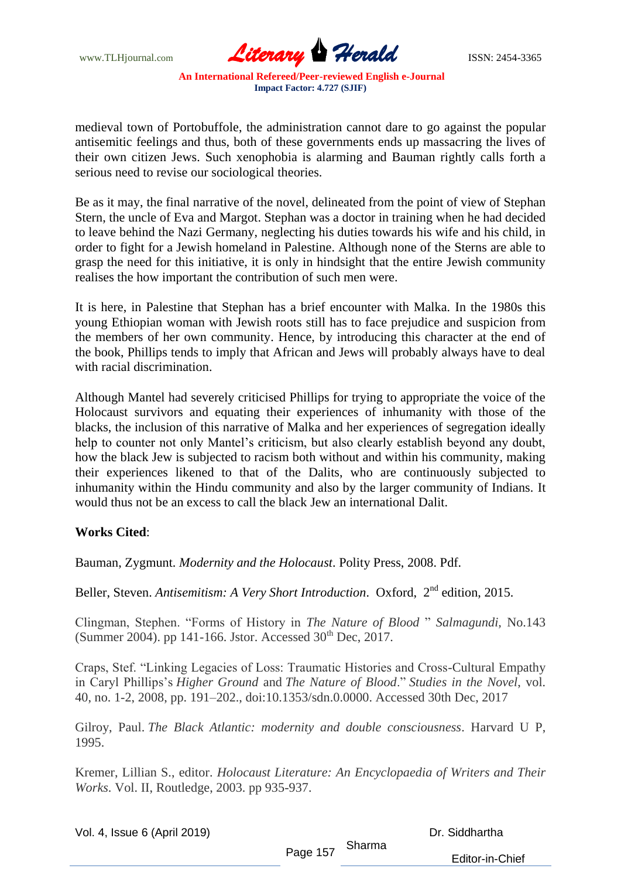medieval town of Portobuffole, the administration cannot dare to go against the popular antisemitic feelings and thus, both of these governments ends up massacring the lives of their own citizen Jews. Such xenophobia is alarming and Bauman rightly calls forth a serious need to revise our sociological theories.

Be as it may, the final narrative of the novel, delineated from the point of view of Stephan Stern, the uncle of Eva and Margot. Stephan was a doctor in training when he had decided to leave behind the Nazi Germany, neglecting his duties towards his wife and his child, in order to fight for a Jewish homeland in Palestine. Although none of the Sterns are able to grasp the need for this initiative, it is only in hindsight that the entire Jewish community realises the how important the contribution of such men were.

It is here, in Palestine that Stephan has a brief encounter with Malka. In the 1980s this young Ethiopian woman with Jewish roots still has to face prejudice and suspicion from the members of her own community. Hence, by introducing this character at the end of the book, Phillips tends to imply that African and Jews will probably always have to deal with racial discrimination.

Although Mantel had severely criticised Phillips for trying to appropriate the voice of the Holocaust survivors and equating their experiences of inhumanity with those of the blacks, the inclusion of this narrative of Malka and her experiences of segregation ideally help to counter not only Mantel's criticism, but also clearly establish beyond any doubt, how the black Jew is subjected to racism both without and within his community, making their experiences likened to that of the Dalits, who are continuously subjected to inhumanity within the Hindu community and also by the larger community of Indians. It would thus not be an excess to call the black Jew an international Dalit.

**Works Cited**:

Bauman, Zygmunt. *Modernity and the Holocaust*. Polity Press, 2008. Pdf.

Beller, Steven. *Antisemitism: A Very Short Introduction*. Oxford, 2nd edition, 2015.

Clingman, Stephen. "Forms of History in *The Nature of Blood* " *Salmagundi*, No.143 (Summer 2004). pp 141-166. Jstor. Accessed 30th Dec, 2017.

Craps, Stef. "Linking Legacies of Loss: Traumatic Histories and Cross-Cultural Empathy in Caryl Phillips's *Higher Ground* and *The Nature of Blood*." *Studies in the Novel*, vol. 40, no. 1-2, 2008, pp. 191–202., doi:10.1353/sdn.0.0000. Accessed 30th Dec, 2017

Gilroy, Paul. *The Black Atlantic: modernity and double consciousness*. Harvard U P, 1995.

Kremer, Lillian S., editor. *Holocaust Literature: An Encyclopaedia of Writers and Their Works.* Vol. II, Routledge, 2003. pp 935-937.